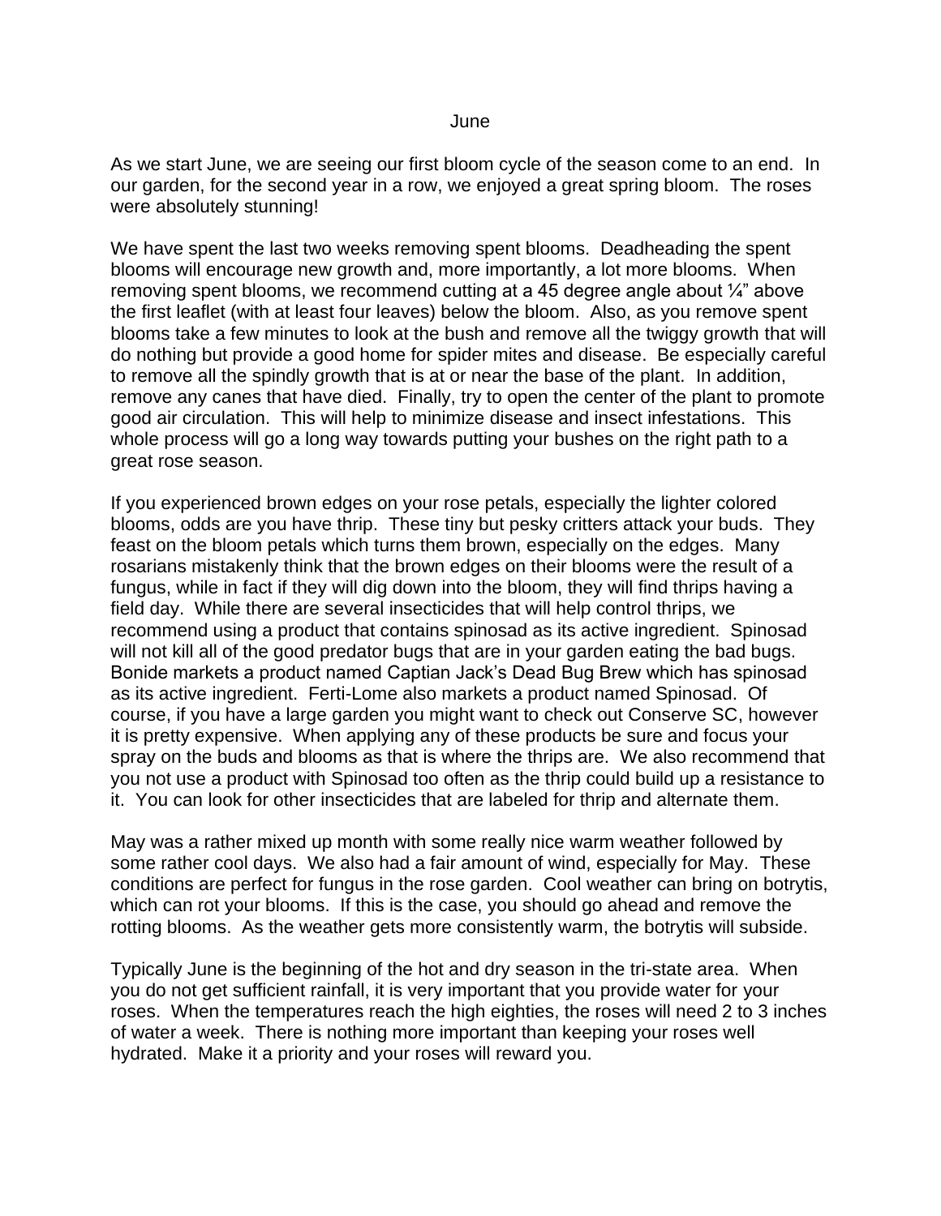# June

As we start June, we are seeing our first bloom cycle of the season come to an end. In our garden, for the second year in a row, we enjoyed a great spring bloom. The roses were absolutely stunning!

We have spent the last two weeks removing spent blooms. Deadheading the spent blooms will encourage new growth and, more importantly, a lot more blooms. When removing spent blooms, we recommend cutting at a 45 degree angle about ¼" above the first leaflet (with at least four leaves) below the bloom. Also, as you remove spent blooms take a few minutes to look at the bush and remove all the twiggy growth that will do nothing but provide a good home for spider mites and disease. Be especially careful to remove all the spindly growth that is at or near the base of the plant. In addition, remove any canes that have died. Finally, try to open the center of the plant to promote good air circulation. This will help to minimize disease and insect infestations. This whole process will go a long way towards putting your bushes on the right path to a great rose season.

If you experienced brown edges on your rose petals, especially the lighter colored blooms, odds are you have thrip. These tiny but pesky critters attack your buds. They feast on the bloom petals which turns them brown, especially on the edges. Many rosarians mistakenly think that the brown edges on their blooms were the result of a fungus, while in fact if they will dig down into the bloom, they will find thrips having a field day. While there are several insecticides that will help control thrips, we recommend using a product that contains spinosad as its active ingredient. Spinosad will not kill all of the good predator bugs that are in your garden eating the bad bugs. Bonide markets a product named Captian Jack's Dead Bug Brew which has spinosad as its active ingredient. Ferti-Lome also markets a product named Spinosad. Of course, if you have a large garden you might want to check out Conserve SC, however it is pretty expensive. When applying any of these products be sure and focus your spray on the buds and blooms as that is where the thrips are. We also recommend that you not use a product with Spinosad too often as the thrip could build up a resistance to it. You can look for other insecticides that are labeled for thrip and alternate them.

May was a rather mixed up month with some really nice warm weather followed by some rather cool days. We also had a fair amount of wind, especially for May. These conditions are perfect for fungus in the rose garden. Cool weather can bring on botrytis, which can rot your blooms. If this is the case, you should go ahead and remove the rotting blooms. As the weather gets more consistently warm, the botrytis will subside.

Typically June is the beginning of the hot and dry season in the tri-state area. When you do not get sufficient rainfall, it is very important that you provide water for your roses. When the temperatures reach the high eighties, the roses will need 2 to 3 inches of water a week. There is nothing more important than keeping your roses well hydrated. Make it a priority and your roses will reward you.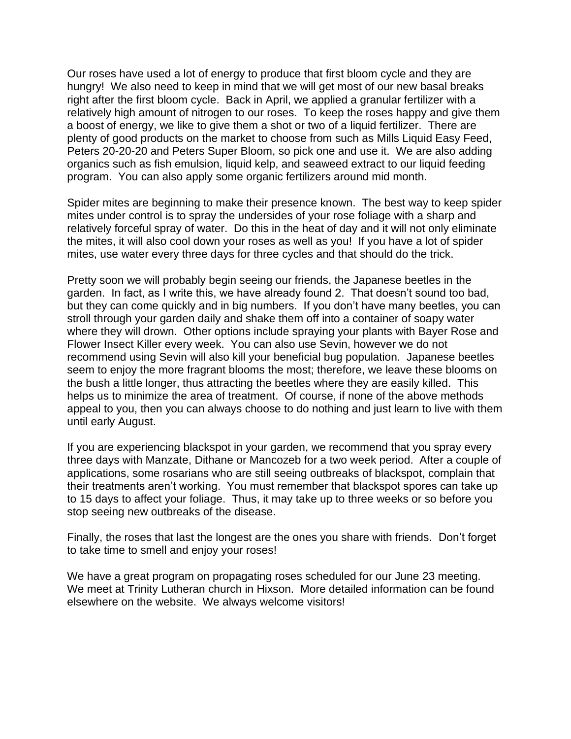Our roses have used a lot of energy to produce that first bloom cycle and they are hungry! We also need to keep in mind that we will get most of our new basal breaks right after the first bloom cycle. Back in April, we applied a granular fertilizer with a relatively high amount of nitrogen to our roses. To keep the roses happy and give them a boost of energy, we like to give them a shot or two of a liquid fertilizer. There are plenty of good products on the market to choose from such as Mills Liquid Easy Feed, Peters 20-20-20 and Peters Super Bloom, so pick one and use it. We are also adding organics such as fish emulsion, liquid kelp, and seaweed extract to our liquid feeding program. You can also apply some organic fertilizers around mid month.

Spider mites are beginning to make their presence known. The best way to keep spider mites under control is to spray the undersides of your rose foliage with a sharp and relatively forceful spray of water. Do this in the heat of day and it will not only eliminate the mites, it will also cool down your roses as well as you! If you have a lot of spider mites, use water every three days for three cycles and that should do the trick.

Pretty soon we will probably begin seeing our friends, the Japanese beetles in the garden. In fact, as I write this, we have already found 2. That doesn't sound too bad, but they can come quickly and in big numbers. If you don't have many beetles, you can stroll through your garden daily and shake them off into a container of soapy water where they will drown. Other options include spraying your plants with Bayer Rose and Flower Insect Killer every week. You can also use Sevin, however we do not recommend using Sevin will also kill your beneficial bug population. Japanese beetles seem to enjoy the more fragrant blooms the most; therefore, we leave these blooms on the bush a little longer, thus attracting the beetles where they are easily killed. This helps us to minimize the area of treatment. Of course, if none of the above methods appeal to you, then you can always choose to do nothing and just learn to live with them until early August.

If you are experiencing blackspot in your garden, we recommend that you spray every three days with Manzate, Dithane or Mancozeb for a two week period. After a couple of applications, some rosarians who are still seeing outbreaks of blackspot, complain that their treatments aren't working. You must remember that blackspot spores can take up to 15 days to affect your foliage. Thus, it may take up to three weeks or so before you stop seeing new outbreaks of the disease.

Finally, the roses that last the longest are the ones you share with friends. Don't forget to take time to smell and enjoy your roses!

We have a great program on propagating roses scheduled for our June 23 meeting. We meet at Trinity Lutheran church in Hixson. More detailed information can be found elsewhere on the website. We always welcome visitors!